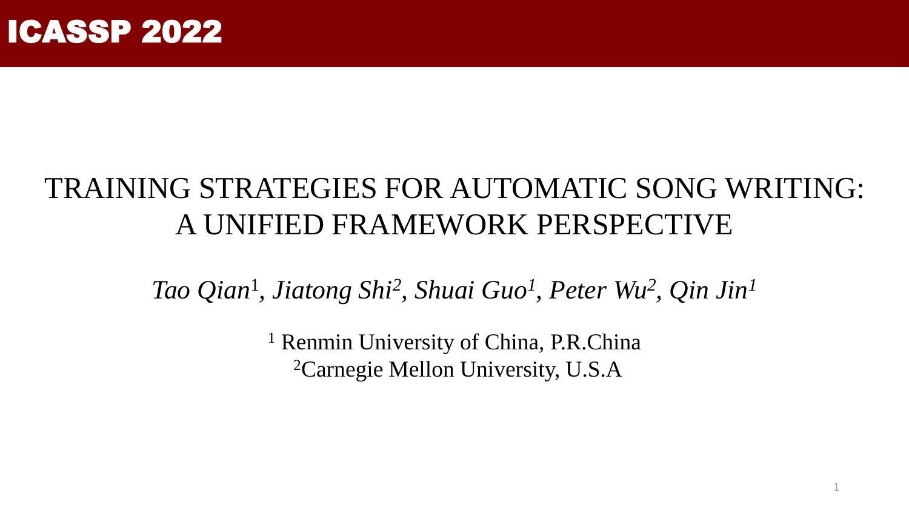ICASSP 2022

# TRAINING STRATEGIES FOR AUTOMATIC SONG WRITING: A UNIFIED FRAMEWORK PERSPECTIVE

*Tao Qian[1], Jiatong Shi[2], Shuai Guo[1], Peter Wu[2], Qin Jin[1]*

[1] Renmin University of China, P.R.China
[2]Carnegie Mellon University, U.S.A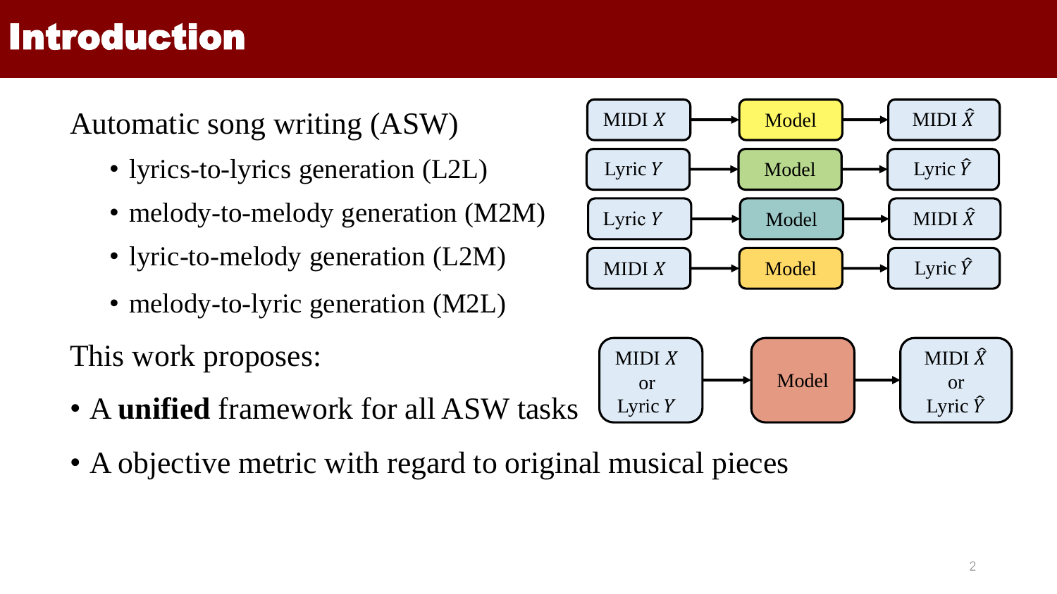# Introduction

Automatic song writing (ASW)

- lyrics-to-lyrics generation (L2L)
- melody-to-melody generation (M2M)
- lyric-to-melody generation (L2M)
- melody-to-lyric generation (M2L)

MIDI $X$ → Model → MIDI $\hat{X}$

Lyric $Y$ → Model → Lyric $\hat{Y}$

Lyric $Y$ → Model → MIDI $\hat{X}$

MIDI $X$ → Model → Lyric $\hat{Y}$

This work proposes:

- A **unified** framework for all ASW tasks

MIDI $X$ or Lyric $Y$ → Model → MIDI $\hat{X}$ or Lyric $\hat{Y}$

- A objective metric with regard to original musical pieces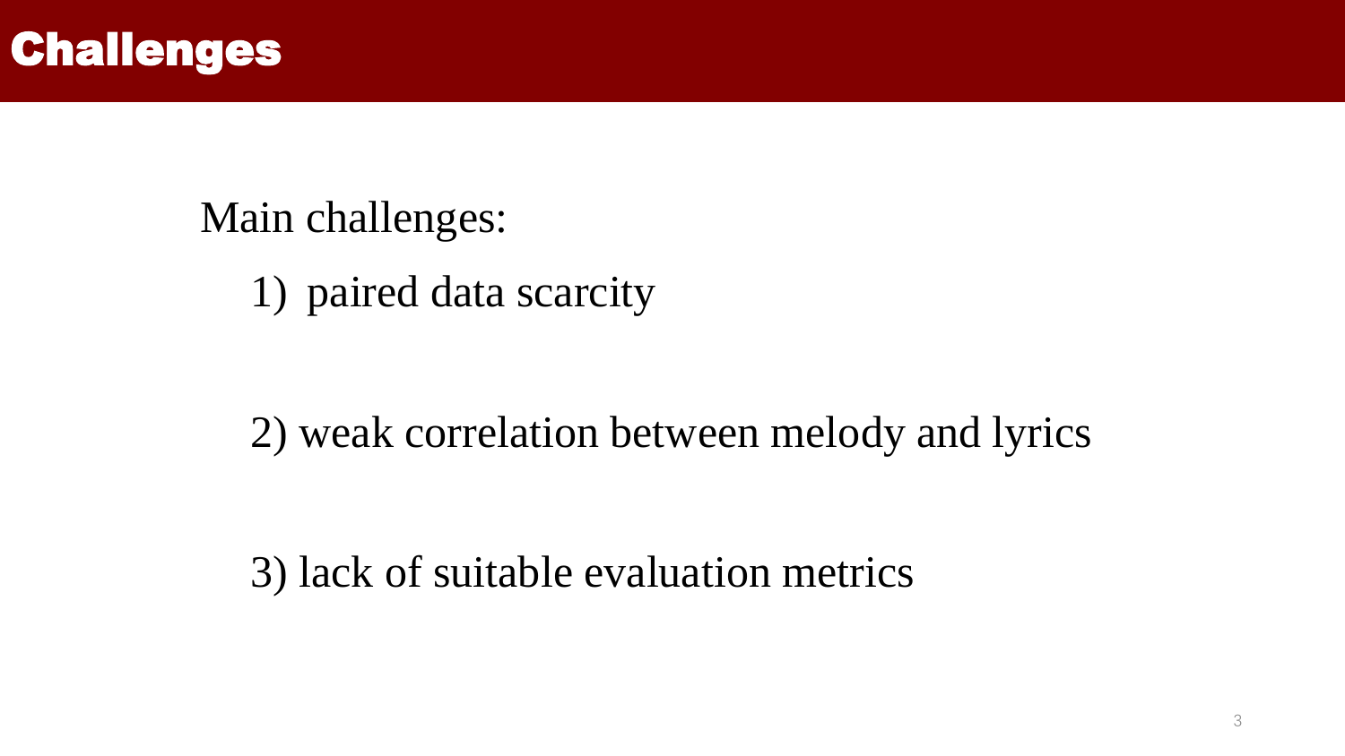# Challenges

Main challenges:

1) paired data scarcity

2) weak correlation between melody and lyrics

3) lack of suitable evaluation metrics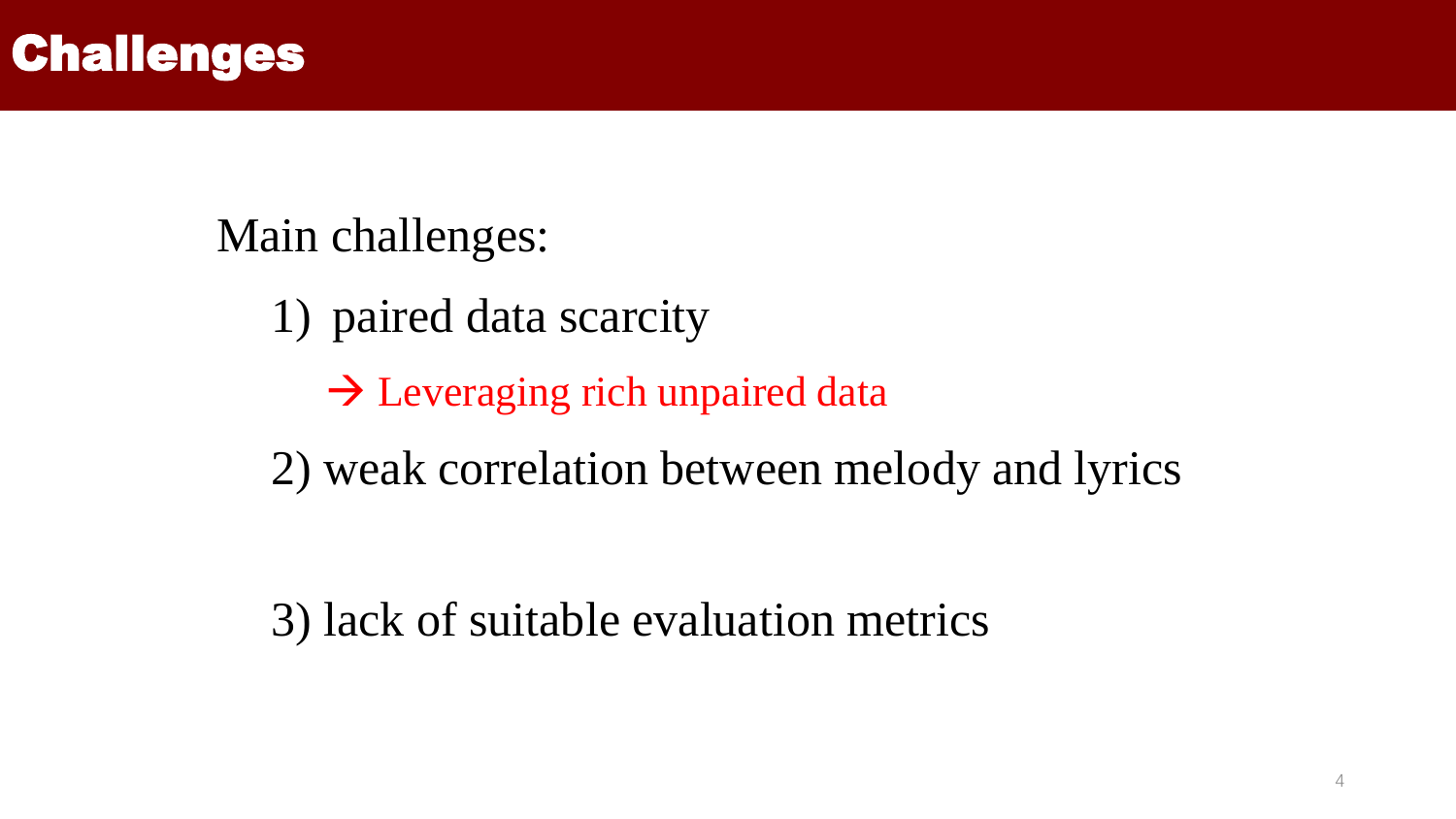# Challenges

Main challenges:

1) paired data scarcity

   → Leveraging rich unpaired data

2) weak correlation between melody and lyrics

3) lack of suitable evaluation metrics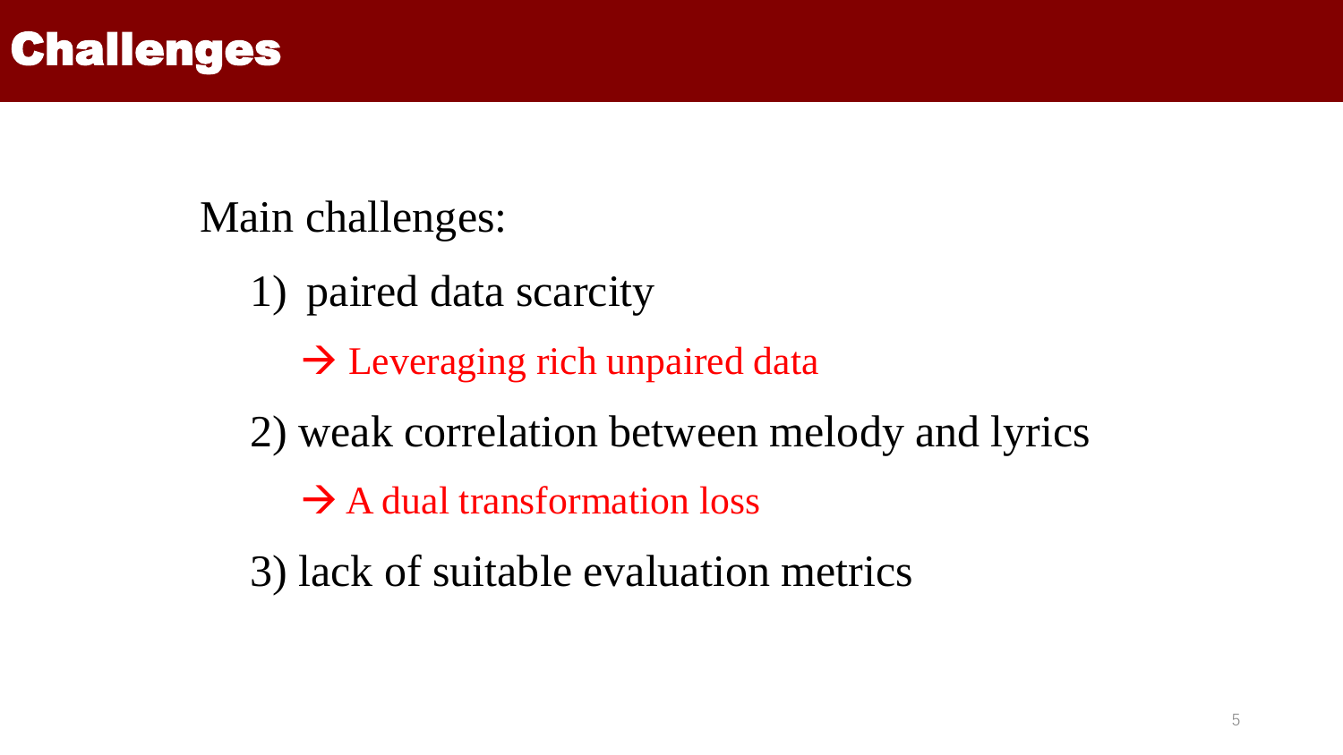# Challenges

Main challenges:

1) paired data scarcity

   → Leveraging rich unpaired data

2) weak correlation between melody and lyrics

   → A dual transformation loss

3) lack of suitable evaluation metrics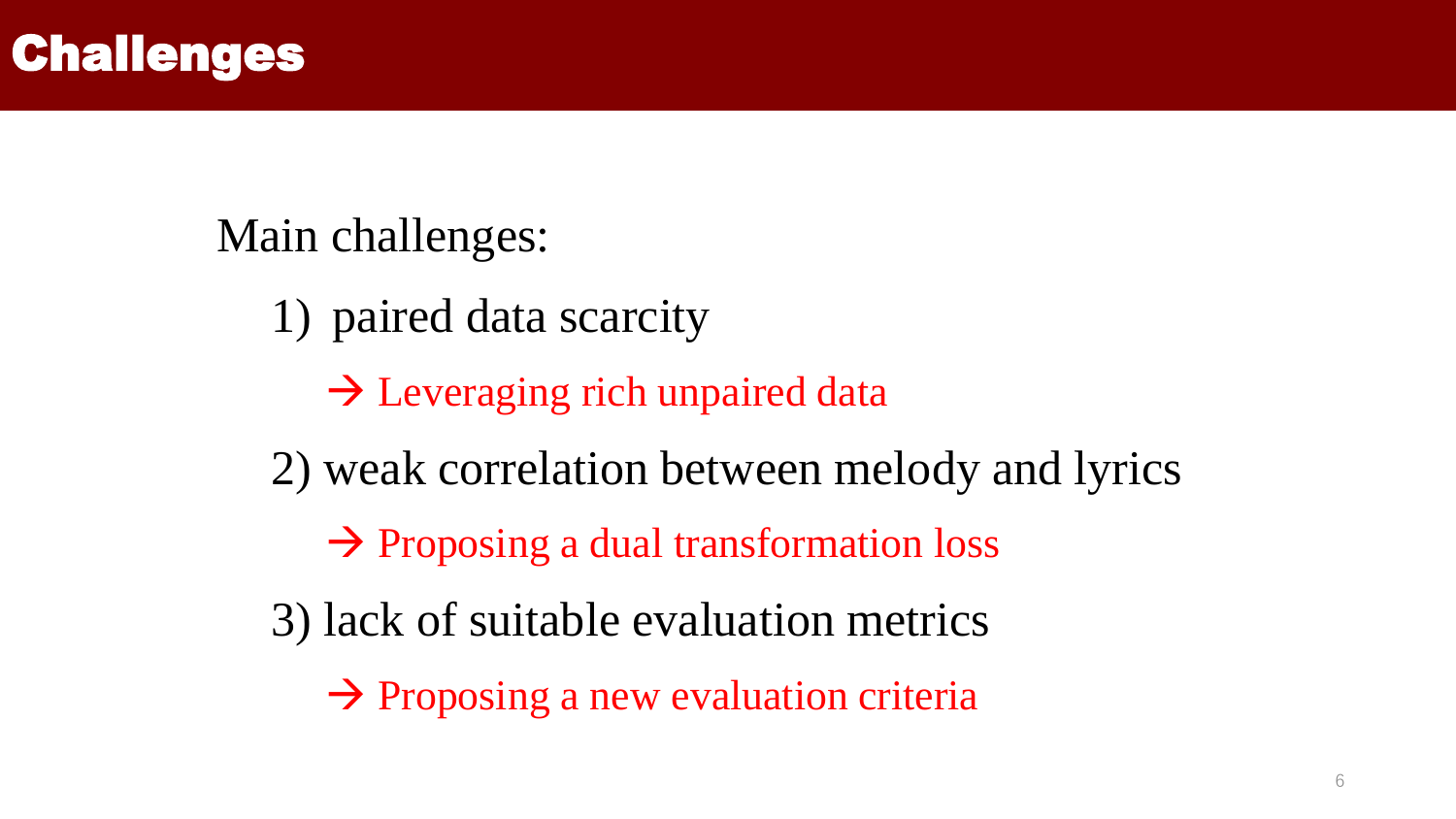# Challenges

Main challenges:

1) paired data scarcity
   - → Leveraging rich unpaired data
2) weak correlation between melody and lyrics
   - → Proposing a dual transformation loss
3) lack of suitable evaluation metrics
   - → Proposing a new evaluation criteria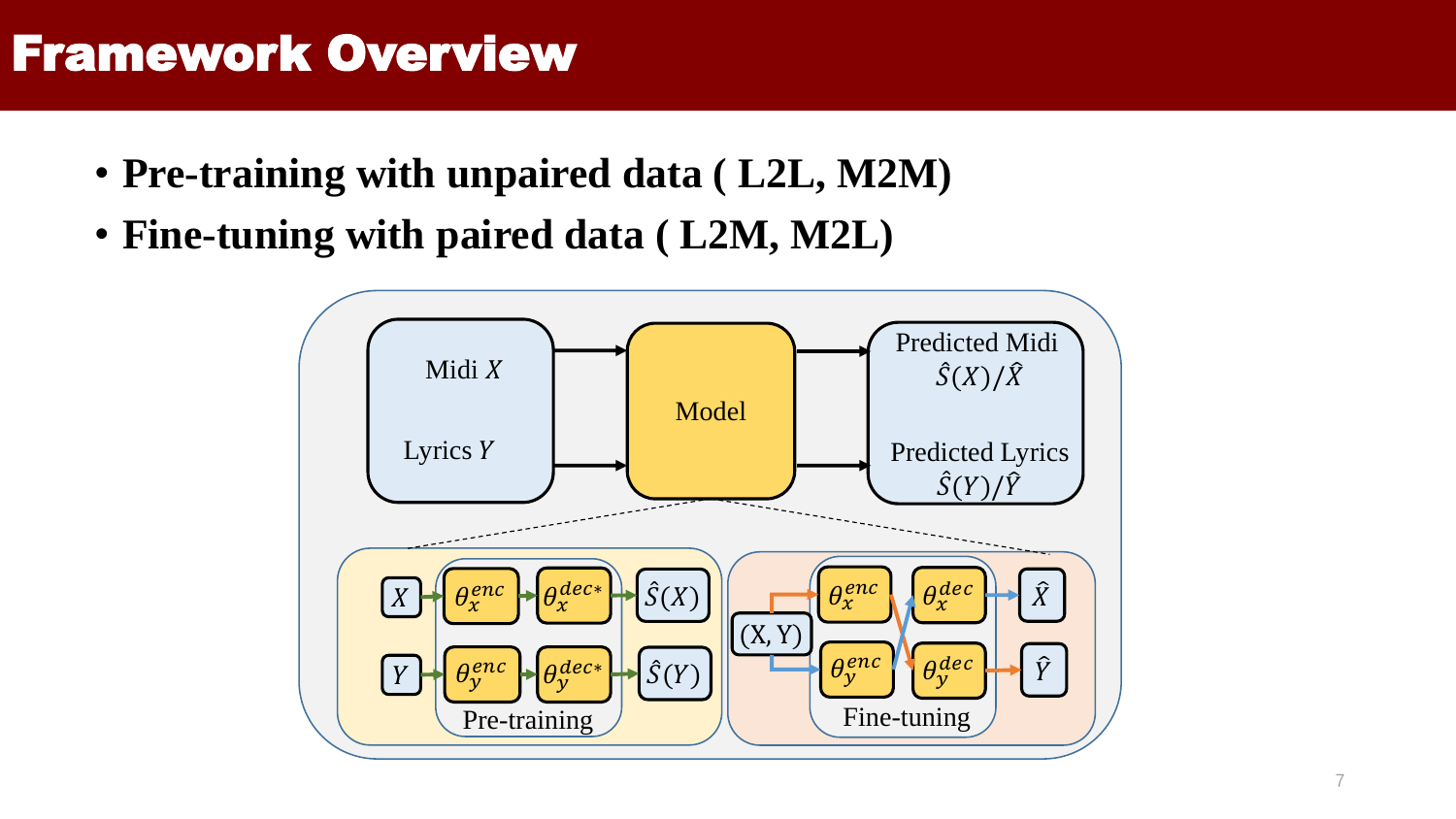# Framework Overview

- **Pre-training with unpaired data ( L2L, M2M)**
- **Fine-tuning with paired data ( L2M, M2L)**

Midi $X$

Lyrics $Y$

Model

Predicted Midi $\hat{S}(X)/\hat{X}$

Predicted Lyrics $\hat{S}(Y)/\hat{Y}$

$X$ → $\theta_x^{enc}$ → $\theta_x^{dec*}$ → $\hat{S}(X)$

$Y$ → $\theta_y^{enc}$ → $\theta_y^{dec*}$ → $\hat{S}(Y)$

Pre-training

(X, Y) → $\theta_x^{enc}$, $\theta_y^{enc}$ → $\theta_x^{dec}$, $\theta_y^{dec}$ → $\hat{X}$, $\hat{Y}$

Fine-tuning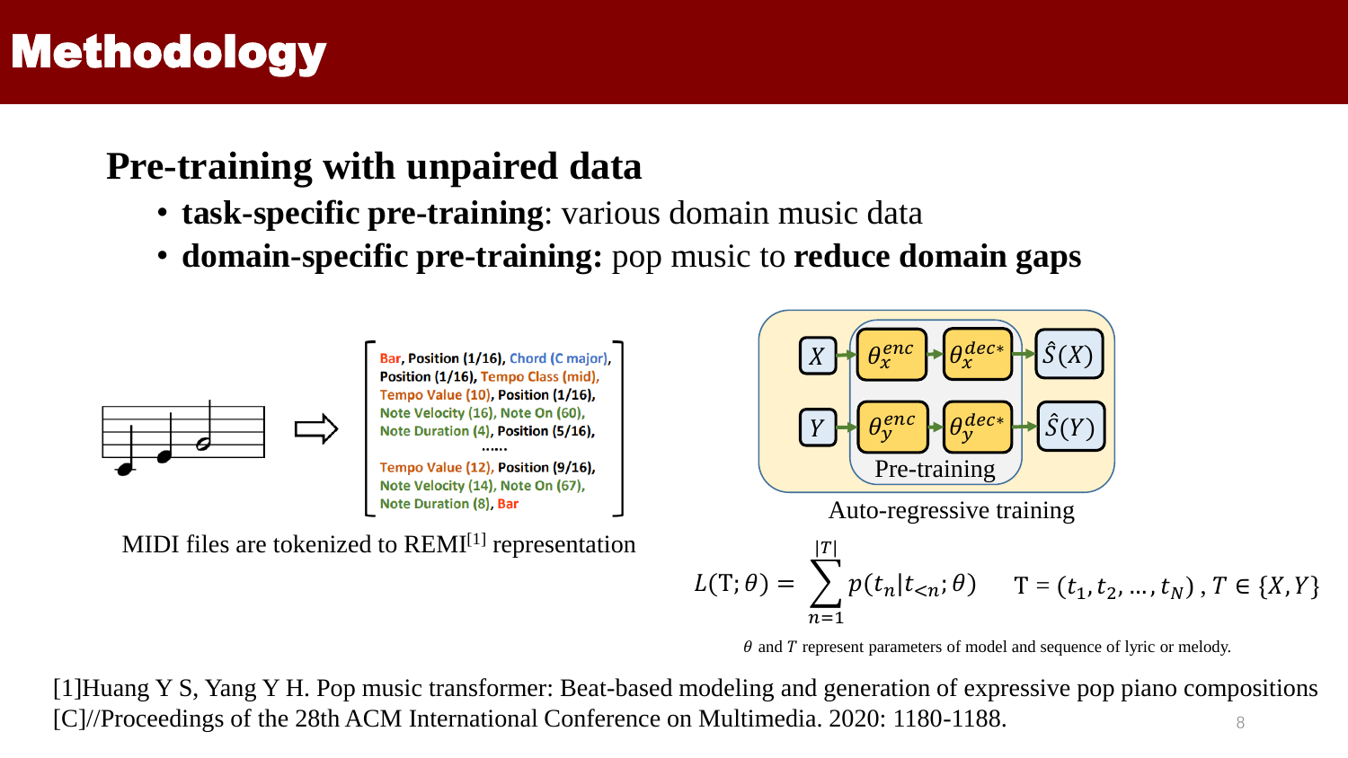# Methodology

## Pre-training with unpaired data

- **task-specific pre-training**: various domain music data
- **domain-specific pre-training:** pop music to **reduce domain gaps**

Bar, Position (1/16), Chord (C major), Position (1/16), Tempo Class (mid), Tempo Value (10), Position (1/16), Note Velocity (16), Note On (60), Note Duration (4), Position (5/16), ...... Tempo Value (12), Position (9/16), Note Velocity (14), Note On (67), Note Duration (8), Bar

MIDI files are tokenized to REMI[1] representation

$X \rightarrow \theta_x^{enc} \rightarrow \theta_x^{dec*} \rightarrow \hat{S}(X)$

$Y \rightarrow \theta_y^{enc} \rightarrow \theta_y^{dec*} \rightarrow \hat{S}(Y)$

Pre-training

Auto-regressive training

$$L(\mathrm{T};\theta) = \sum_{n=1}^{|T|} p(t_n|t_{<n};\theta) \qquad \mathrm{T} = (t_1, t_2, \ldots, t_N), T \in \{X, Y\}$$

$\theta$ and $T$ represent parameters of model and sequence of lyric or melody.

[1]Huang Y S, Yang Y H. Pop music transformer: Beat-based modeling and generation of expressive pop piano compositions [C]//Proceedings of the 28th ACM International Conference on Multimedia. 2020: 1180-1188.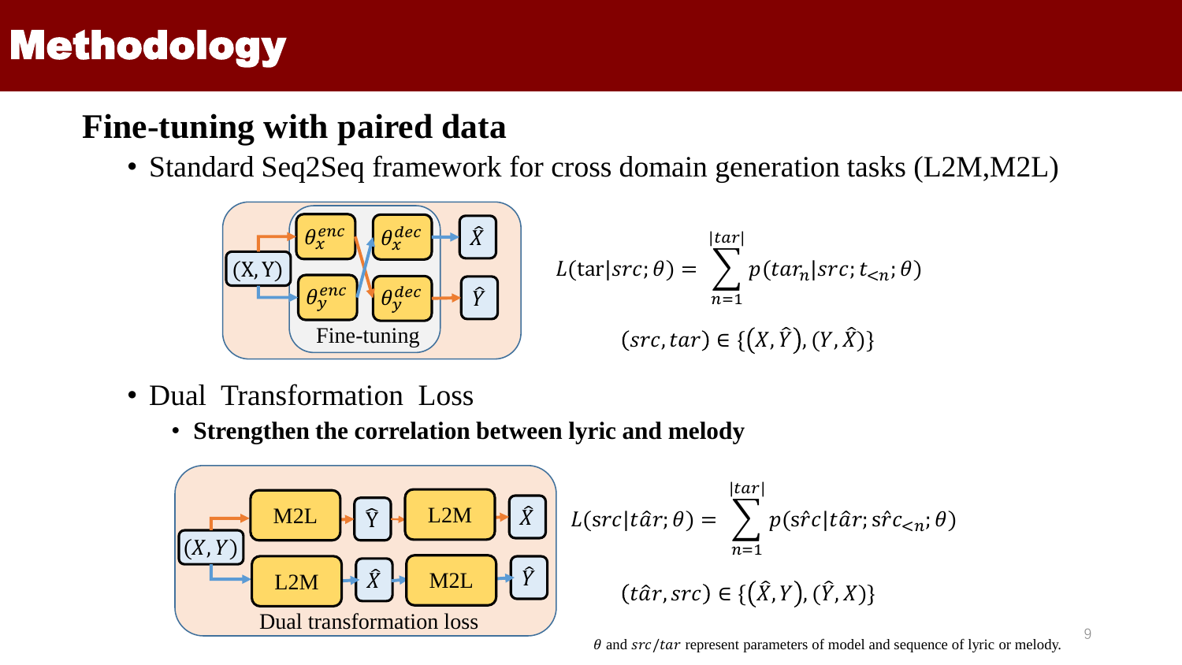# Methodology

## Fine-tuning with paired data

- Standard Seq2Seq framework for cross domain generation tasks (L2M,M2L)

$$L(\text{tar}|src;\theta) = \sum_{n=1}^{|tar|} p(tar_n|src; t_{<n}; \theta)$$

$$(src, tar) \in \{(X, \hat{Y}), (Y, \hat{X})\}$$

- Dual Transformation Loss
  - **Strengthen the correlation between lyric and melody**

$$L(src|\hat{tar};\theta) = \sum_{n=1}^{|tar|} p(\hat{src}|\hat{tar}; \hat{src}_{<n}; \theta)$$

$$(\hat{tar}, src) \in \{(\hat{X}, Y), (\hat{Y}, X)\}$$

$\theta$ and $src/tar$ represent parameters of model and sequence of lyric or melody.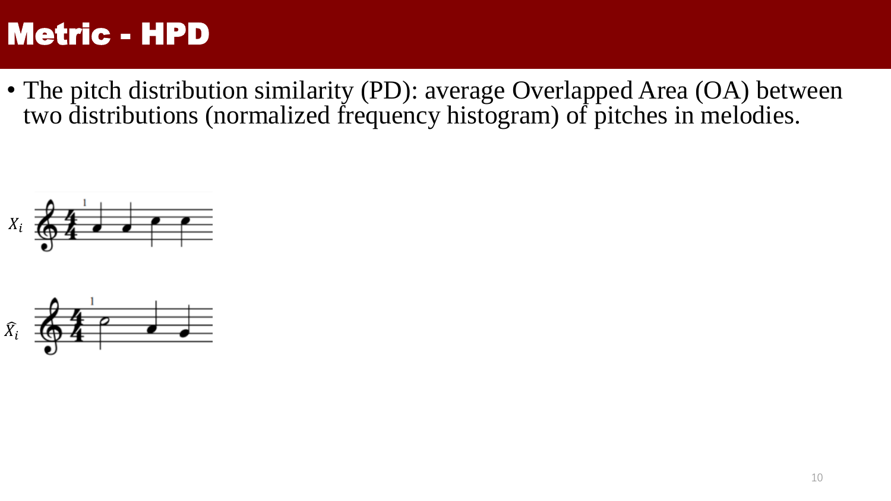# Metric - HPD

- The pitch distribution similarity (PD): average Overlapped Area (OA) between two distributions (normalized frequency histogram) of pitches in melodies.

$X_i$

$\widehat{X}_i$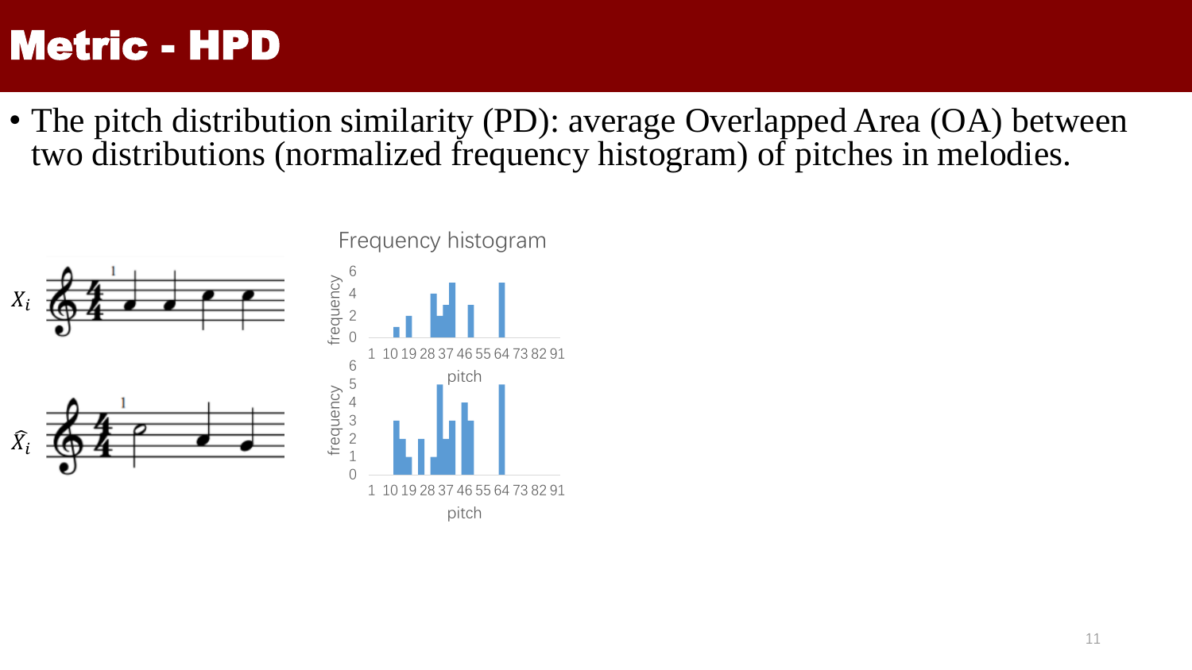# Metric - HPD

- The pitch distribution similarity (PD): average Overlapped Area (OA) between two distributions (normalized frequency histogram) of pitches in melodies.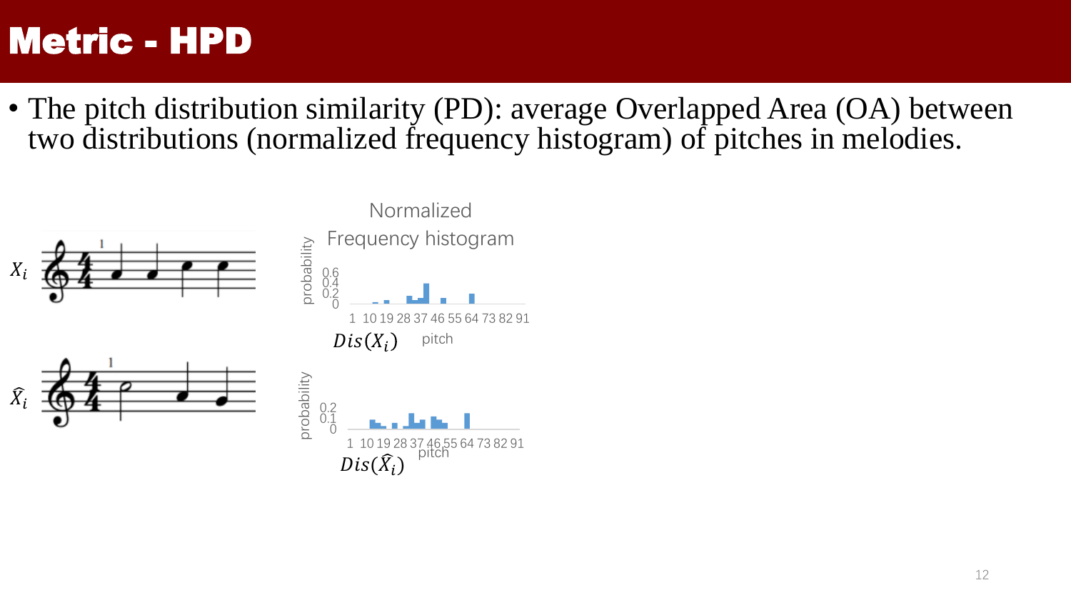# Metric - HPD

- The pitch distribution similarity (PD): average Overlapped Area (OA) between two distributions (normalized frequency histogram) of pitches in melodies.

$X_i$

Normalized Frequency histogram

$Dis(X_i)$

$\hat{X}_i$

$Dis(\hat{X}_i)$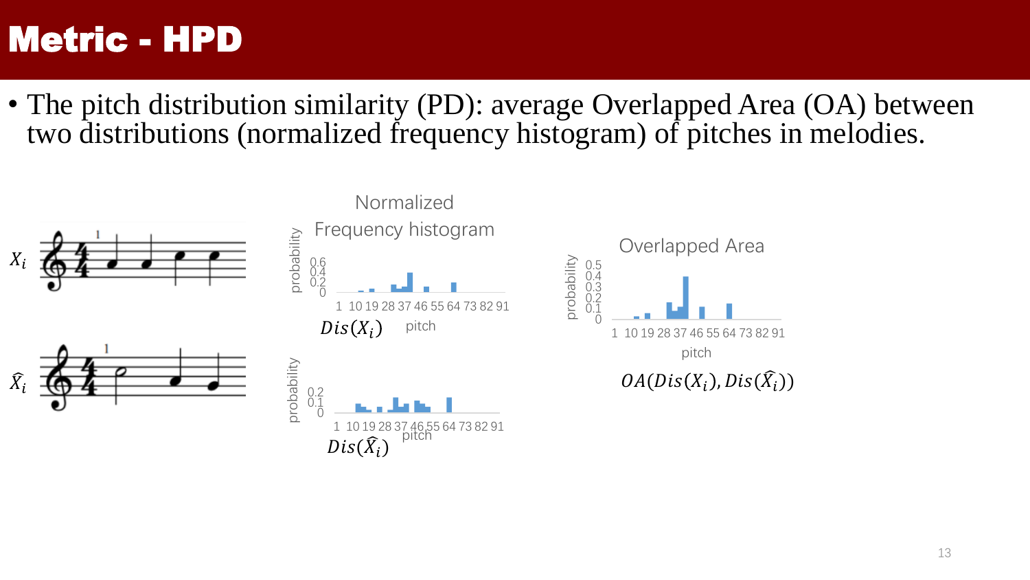# Metric - HPD

- The pitch distribution similarity (PD): average Overlapped Area (OA) between two distributions (normalized frequency histogram) of pitches in melodies.

$X_i$

$\widehat{X}_i$

Normalized Frequency histogram

$Dis(X_i)$

$Dis(\widehat{X}_i)$

Overlapped Area

$OA(Dis(X_i), Dis(\widehat{X}_i))$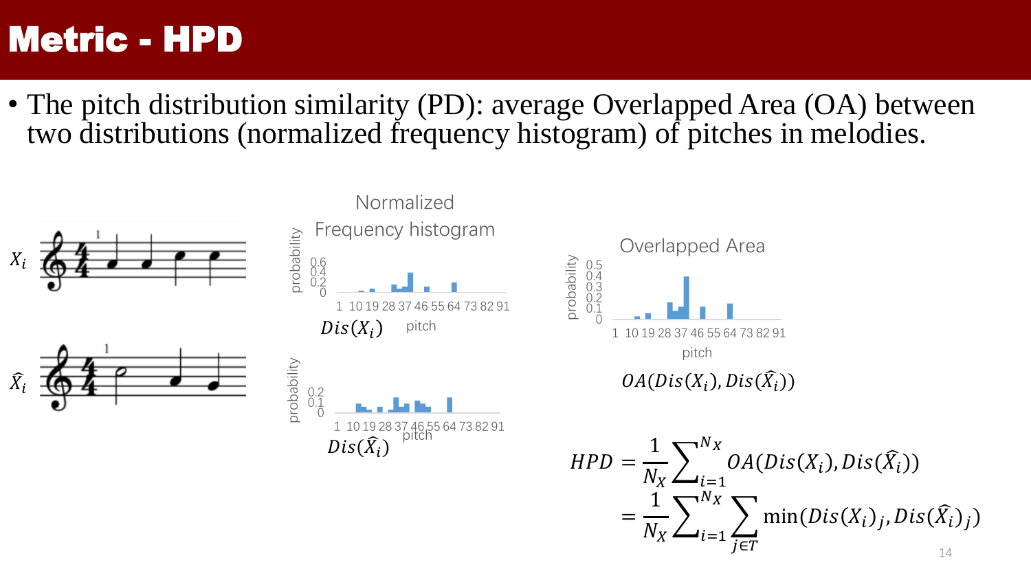# Metric - HPD

- The pitch distribution similarity (PD): average Overlapped Area (OA) between two distributions (normalized frequency histogram) of pitches in melodies.

$X_i$

$\hat{X}_i$

Normalized Frequency histogram

$Dis(X_i)$

$Dis(\hat{X}_i)$

Overlapped Area

$OA(Dis(X_i), Dis(\hat{X}_i))$

$$
\begin{aligned}
HPD &= \frac{1}{N_X} \sum_{i=1}^{N_X} OA(Dis(X_i), Dis(\hat{X}_i)) \\
&= \frac{1}{N_X} \sum_{i=1}^{N_X} \sum_{j \in T} \min(Dis(X_i)_j, Dis(\hat{X}_i)_j)
\end{aligned}
$$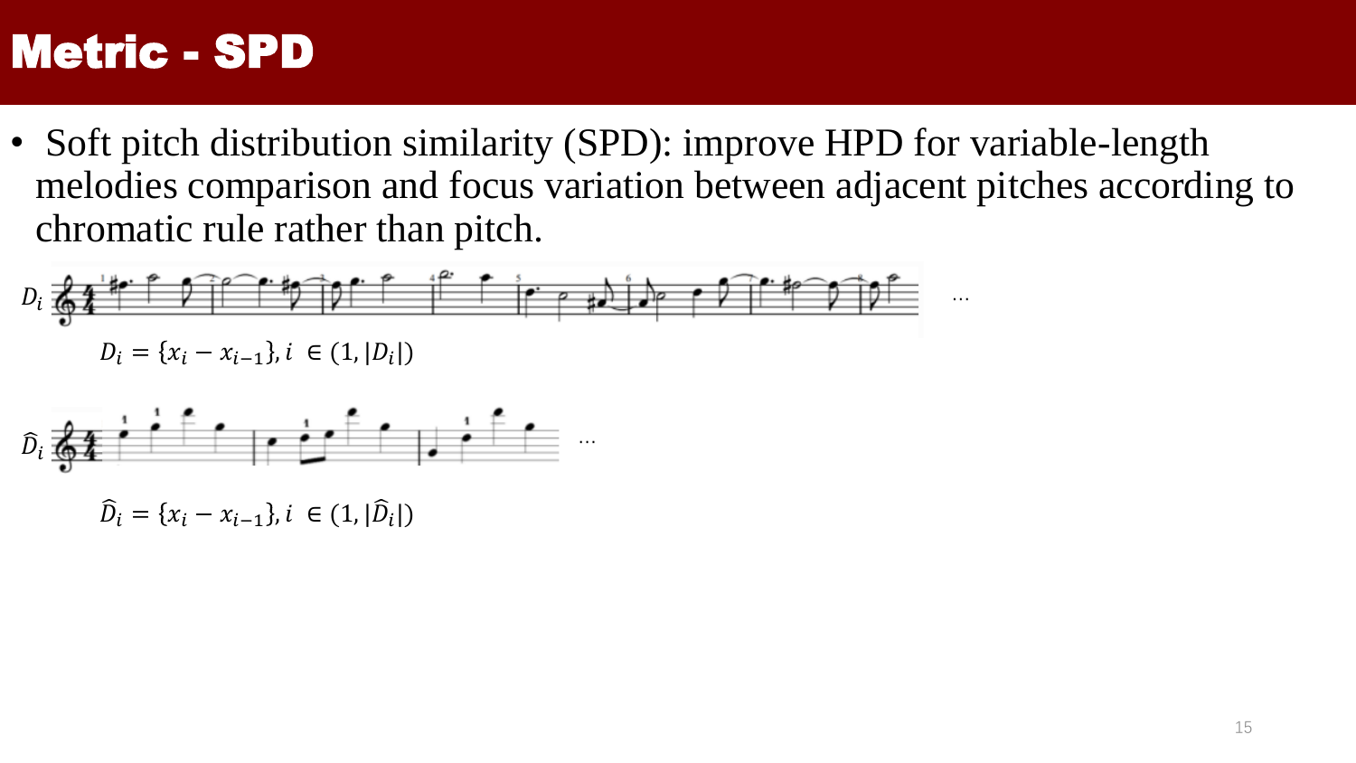# Metric - SPD

- Soft pitch distribution similarity (SPD): improve HPD for variable-length melodies comparison and focus variation between adjacent pitches according to chromatic rule rather than pitch.

$D_i$ …

$$D_i = \{x_i - x_{i-1}\}, i \in (1, |D_i|)$$

$\widehat{D}_i$ …

$$\widehat{D}_i = \{x_i - x_{i-1}\}, i \in (1, |\widehat{D}_i|)$$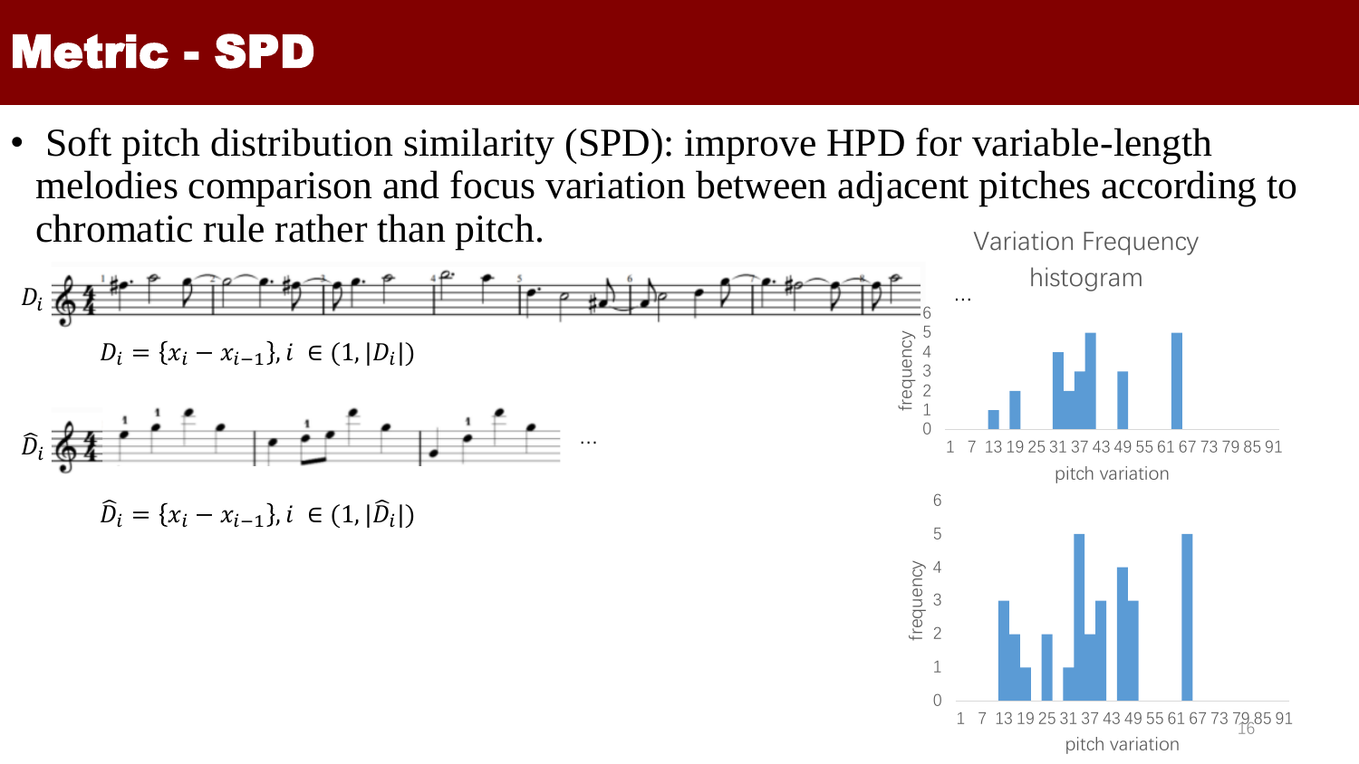# Metric - SPD

- Soft pitch distribution similarity (SPD): improve HPD for variable-length melodies comparison and focus variation between adjacent pitches according to chromatic rule rather than pitch.

$D_i$ …

$$D_i = \{x_i - x_{i-1}\}, i \in (1, |D_i|)$$

$\widehat{D}_i$ …

$$\widehat{D}_i = \{x_i - x_{i-1}\}, i \in (1, |\widehat{D}_i|)$$

Variation Frequency histogram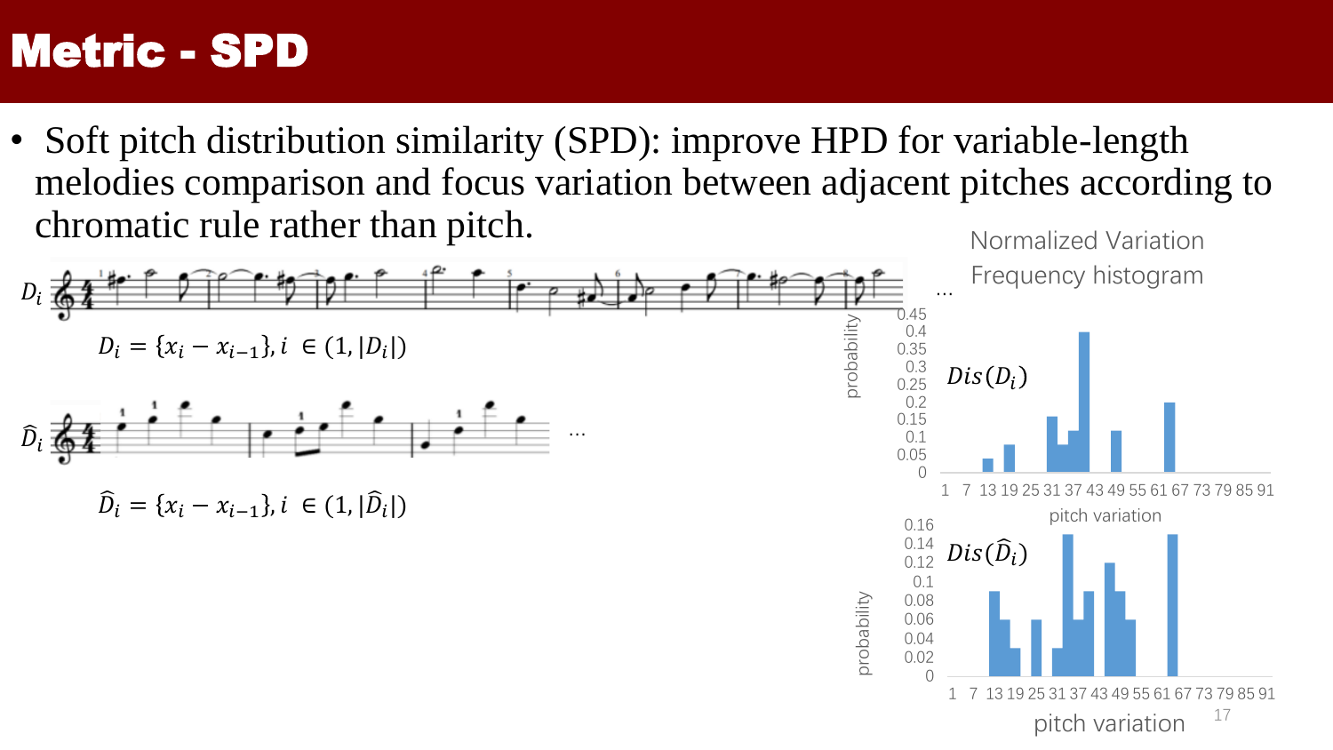# Metric - SPD

- Soft pitch distribution similarity (SPD): improve HPD for variable-length melodies comparison and focus variation between adjacent pitches according to chromatic rule rather than pitch.

$D_i$

$D_i = \{x_i - x_{i-1}\}, i \in (1, |D_i|)$

$\widehat{D}_i$

$\widehat{D}_i = \{x_i - x_{i-1}\}, i \in (1, |\widehat{D}_i|)$

Normalized Variation Frequency histogram

$Dis(D_i)$

probability

pitch variation

$Dis(\widehat{D}_i)$

probability

pitch variation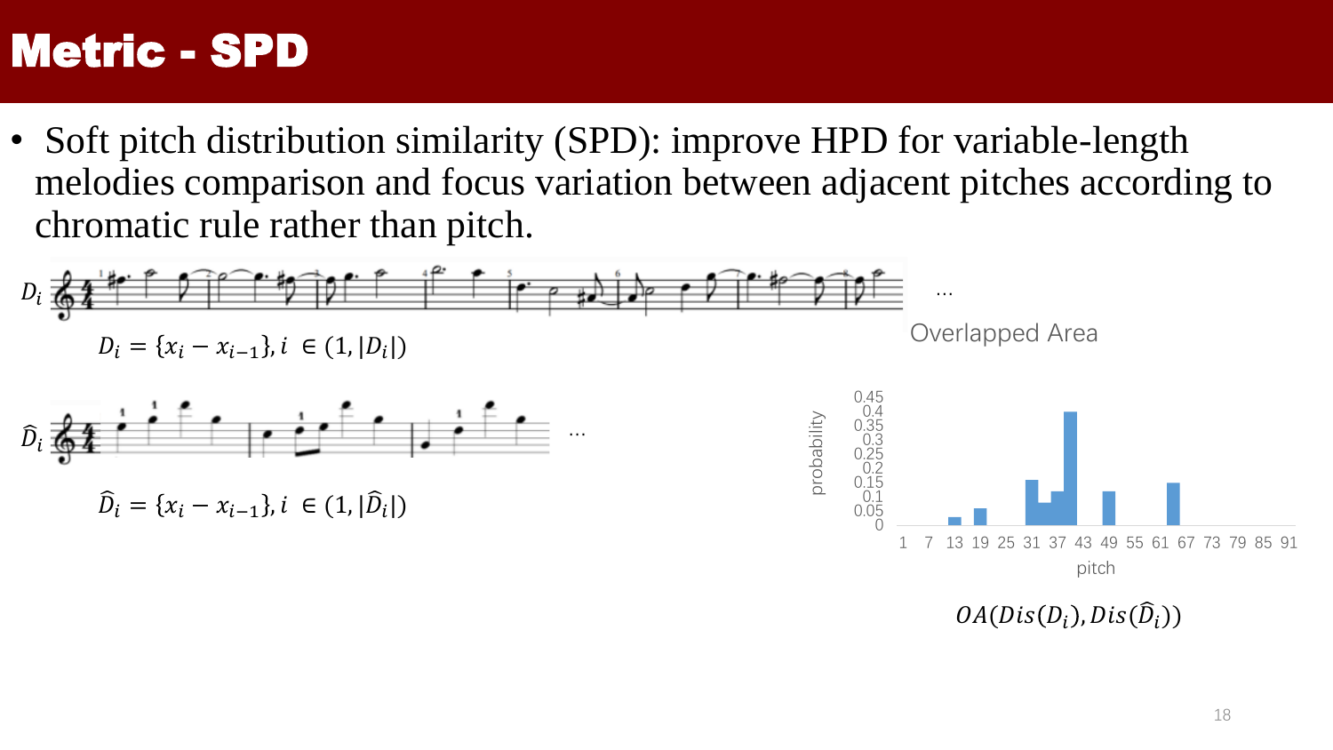# Metric - SPD

- Soft pitch distribution similarity (SPD): improve HPD for variable-length melodies comparison and focus variation between adjacent pitches according to chromatic rule rather than pitch.

$D_i$ …

$D_i = \{x_i - x_{i-1}\}, i \in (1, |D_i|)$

$\widehat{D}_i$ …

$\widehat{D}_i = \{x_i - x_{i-1}\}, i \in (1, |\widehat{D}_i|)$

Overlapped Area

$OA(Dis(D_i), Dis(\widehat{D}_i))$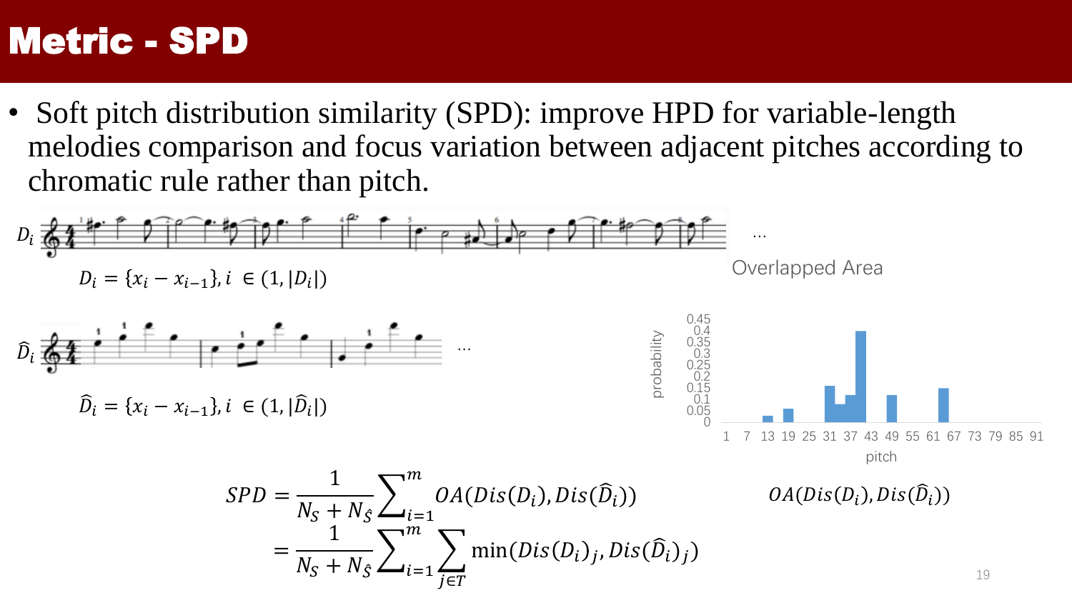# Metric - SPD

- Soft pitch distribution similarity (SPD): improve HPD for variable-length melodies comparison and focus variation between adjacent pitches according to chromatic rule rather than pitch.

$D_i = \{x_i - x_{i-1}\}, i \in (1, |D_i|)$

$\widehat{D}_i = \{x_i - x_{i-1}\}, i \in (1, |\widehat{D}_i|)$

Overlapped Area

$OA(Dis(D_i), Dis(\widehat{D}_i))$

$$SPD = \frac{1}{N_S + N_{\hat{S}}} \sum_{i=1}^{m} OA(Dis(D_i), Dis(\widehat{D}_i))$$
$$= \frac{1}{N_S + N_{\hat{S}}} \sum_{i=1}^{m} \sum_{j \in T} \min(Dis(D_i)_j, Dis(\widehat{D}_i)_j)$$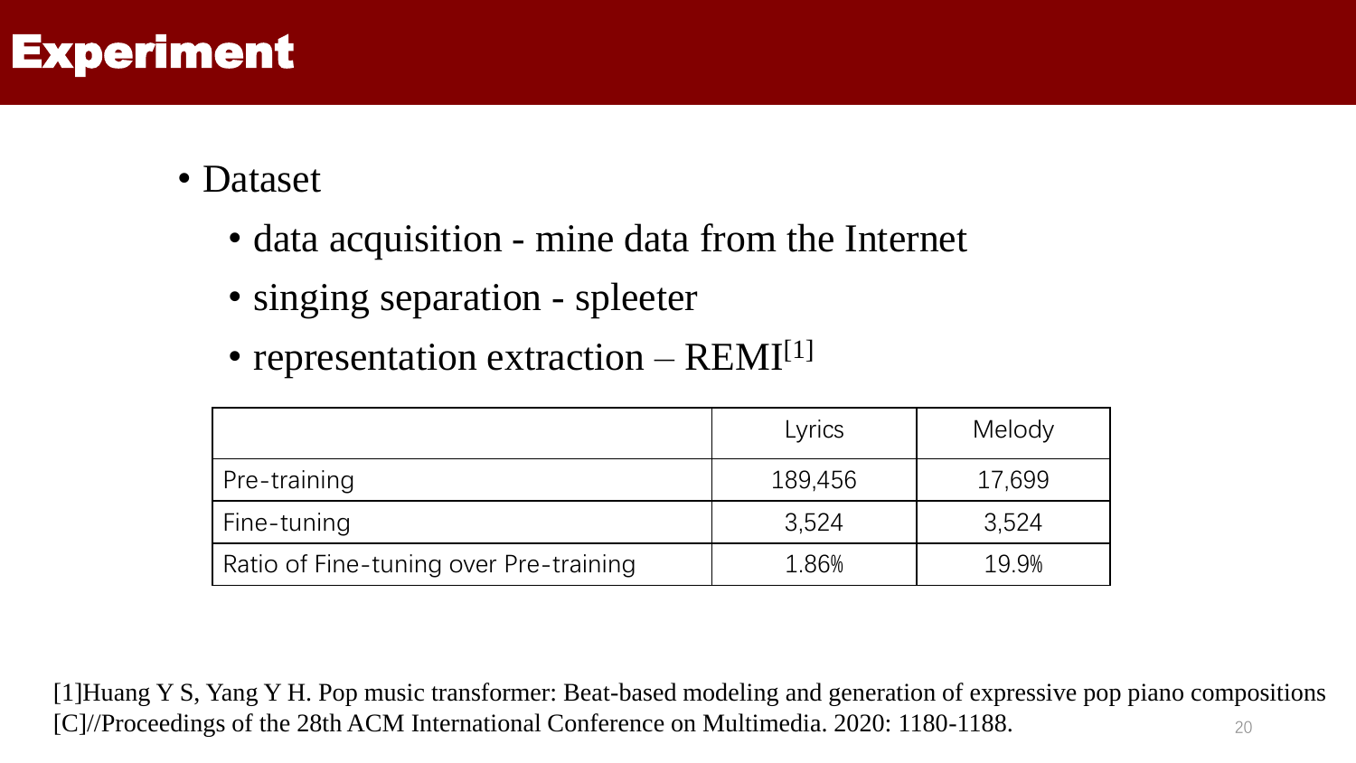# Experiment

- Dataset
  - data acquisition - mine data from the Internet
  - singing separation - spleeter
  - representation extraction – REMI[1]

| | Lyrics | Melody |
|---|---|---|
| Pre-training | 189,456 | 17,699 |
| Fine-tuning | 3,524 | 3,524 |
| Ratio of Fine-tuning over Pre-training | 1.86% | 19.9% |

[1]Huang Y S, Yang Y H. Pop music transformer: Beat-based modeling and generation of expressive pop piano compositions [C]//Proceedings of the 28th ACM International Conference on Multimedia. 2020: 1180-1188.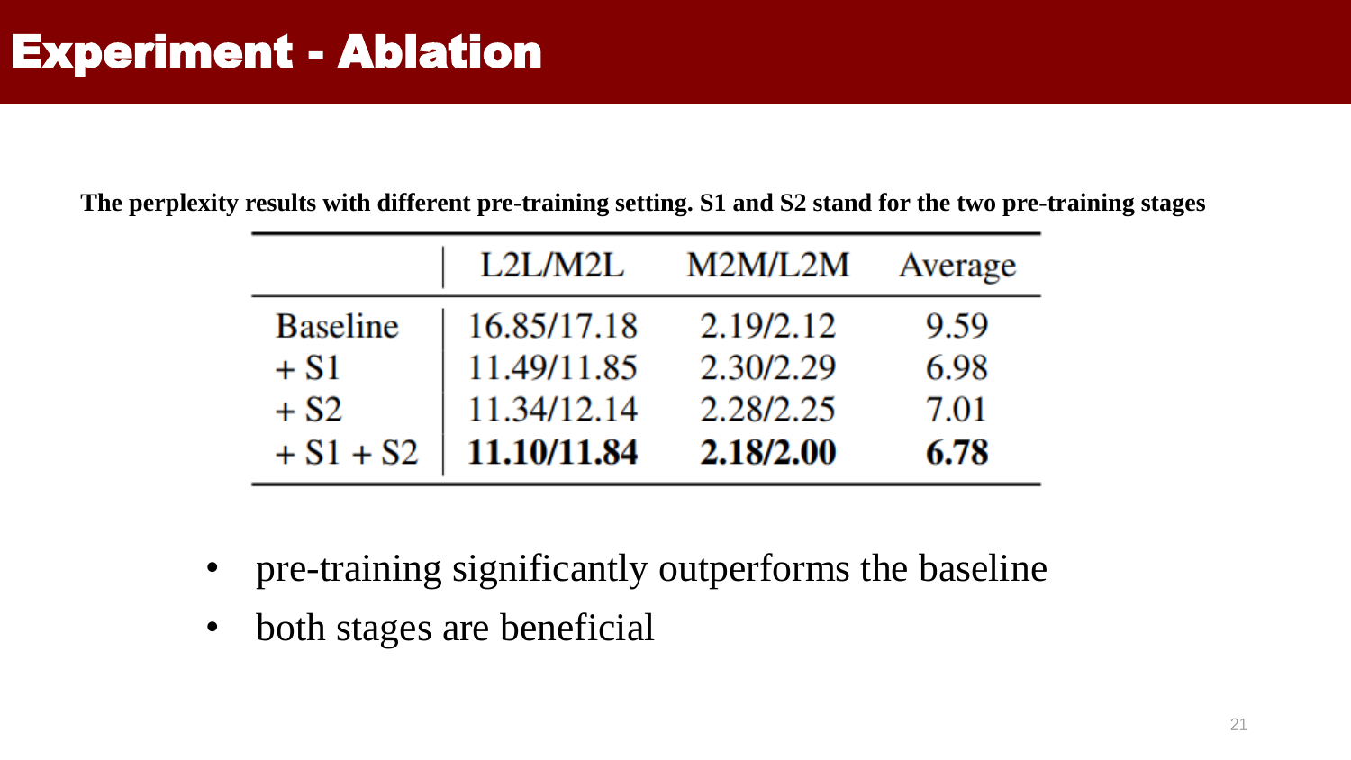# Experiment - Ablation

**The perplexity results with different pre-training setting. S1 and S2 stand for the two pre-training stages**

| | L2L/M2L | M2M/L2M | Average |
|---|---|---|---|
| Baseline | 16.85/17.18 | 2.19/2.12 | 9.59 |
| + S1 | 11.49/11.85 | 2.30/2.29 | 6.98 |
| + S2 | 11.34/12.14 | 2.28/2.25 | 7.01 |
| + S1 + S2 | **11.10/11.84** | **2.18/2.00** | **6.78** |

- pre-training significantly outperforms the baseline
- both stages are beneficial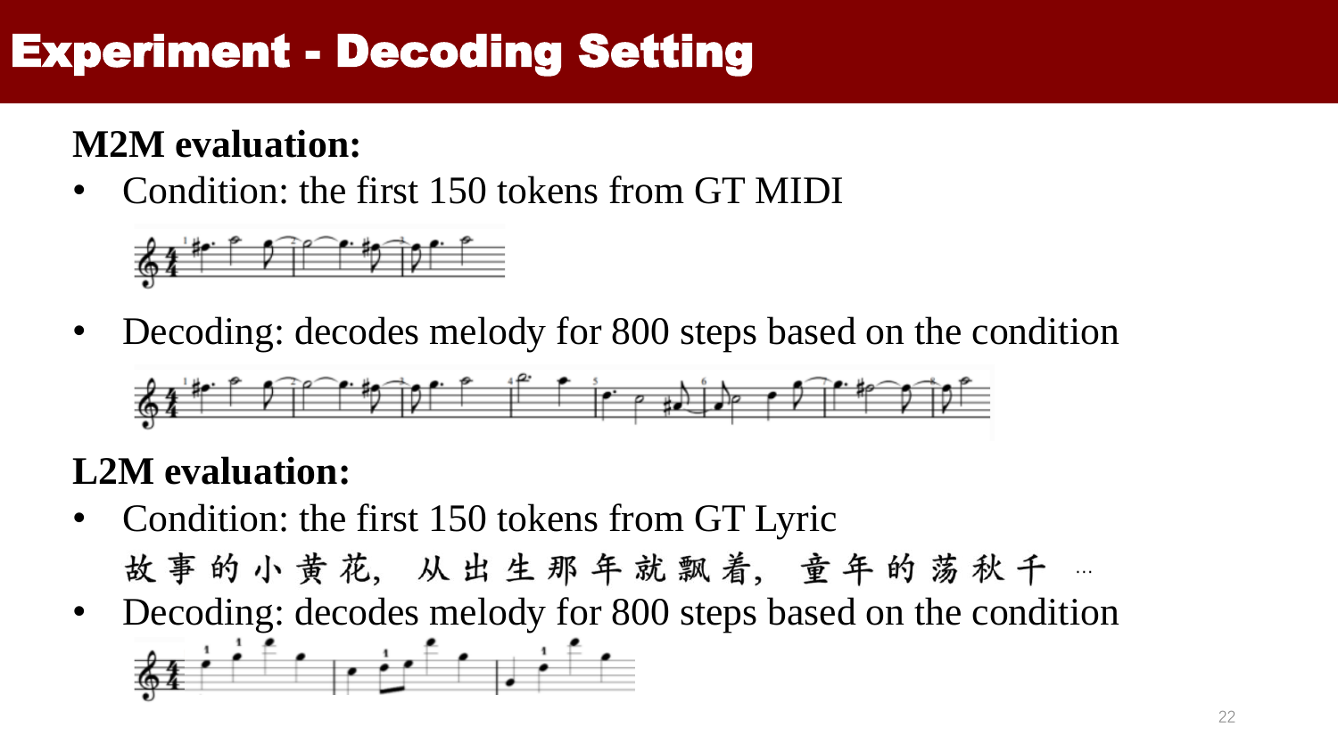# Experiment - Decoding Setting

**M2M evaluation:**

- Condition: the first 150 tokens from GT MIDI
- Decoding: decodes melody for 800 steps based on the condition

**L2M evaluation:**

- Condition: the first 150 tokens from GT Lyric

  故 事 的 小 黄 花, 从 出 生 那 年 就 飘 着, 童 年 的 荡 秋 千 …
- Decoding: decodes melody for 800 steps based on the condition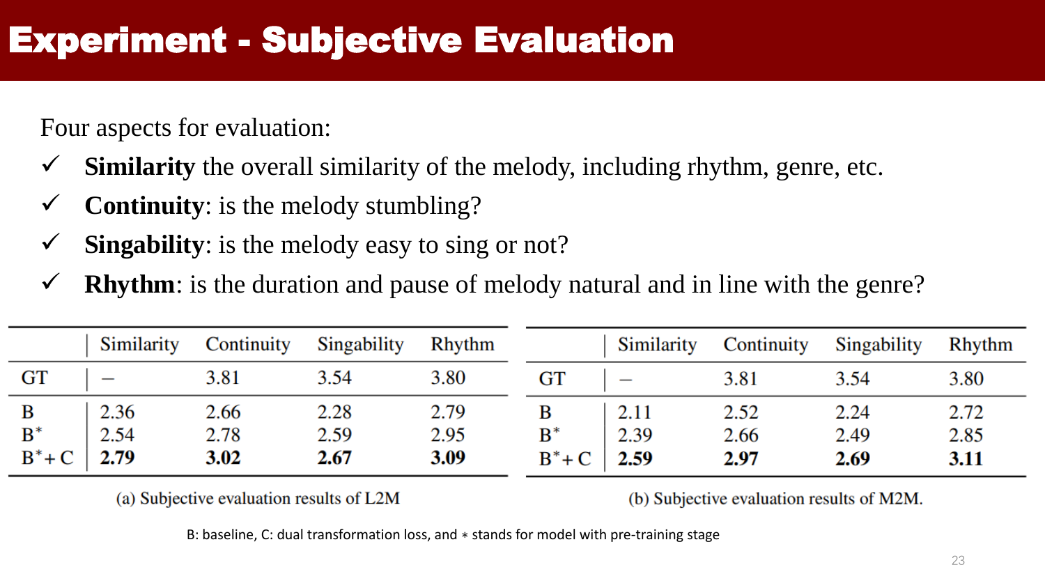# Experiment - Subjective Evaluation

Four aspects for evaluation:

- ✓ **Similarity** the overall similarity of the melody, including rhythm, genre, etc.
- ✓ **Continuity**: is the melody stumbling?
- ✓ **Singability**: is the melody easy to sing or not?
- ✓ **Rhythm**: is the duration and pause of melody natural and in line with the genre?

| | Similarity | Continuity | Singability | Rhythm |
|---|---|---|---|---|
| GT | – | 3.81 | 3.54 | 3.80 |
| B | 2.36 | 2.66 | 2.28 | 2.79 |
| $B^*$ | 2.54 | 2.78 | 2.59 | 2.95 |
| $B^*$+ C | **2.79** | **3.02** | **2.67** | **3.09** |

(a) Subjective evaluation results of L2M

| | Similarity | Continuity | Singability | Rhythm |
|---|---|---|---|---|
| GT | – | 3.81 | 3.54 | 3.80 |
| B | 2.11 | 2.52 | 2.24 | 2.72 |
| $B^*$ | 2.39 | 2.66 | 2.49 | 2.85 |
| $B^*$+ C | **2.59** | **2.97** | **2.69** | **3.11** |

(b) Subjective evaluation results of M2M.

B: baseline, C: dual transformation loss, and $*$ stands for model with pre-training stage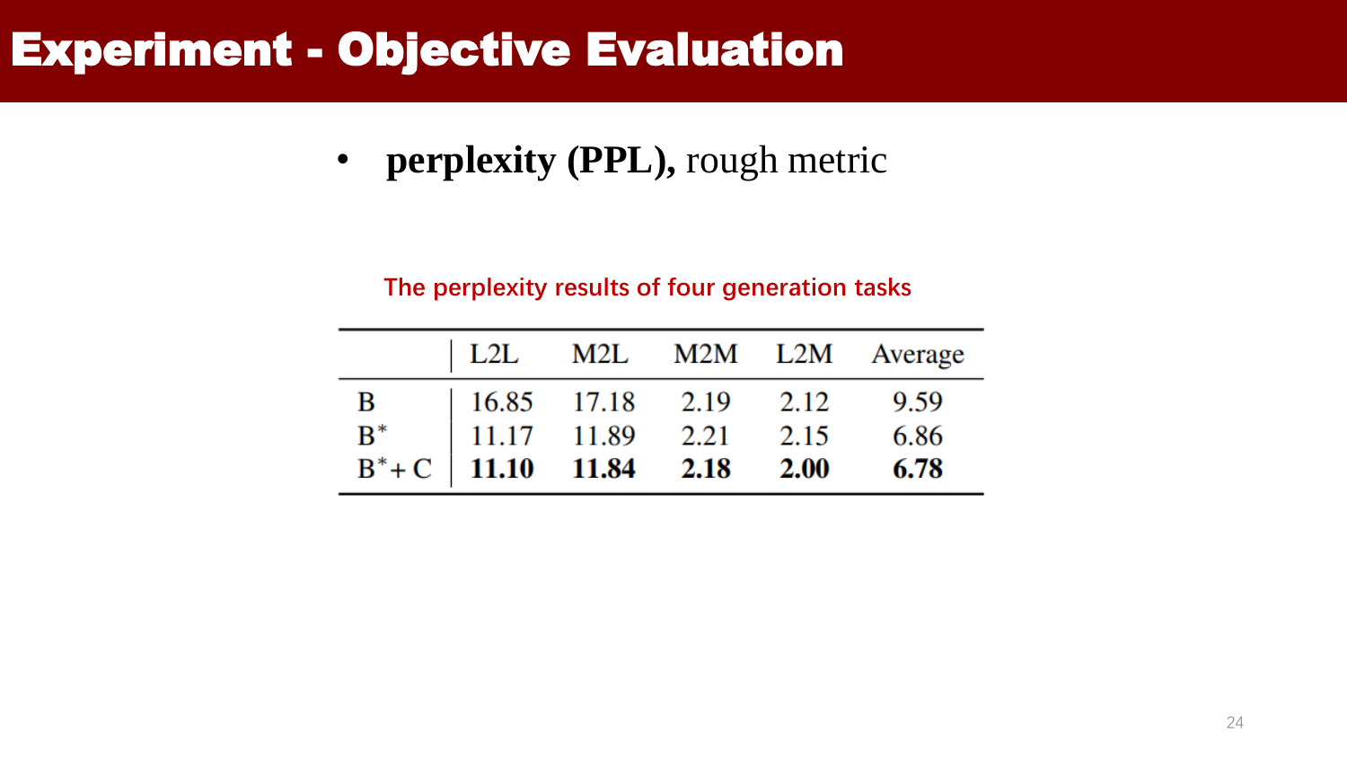# Experiment - Objective Evaluation

- **perplexity (PPL),** rough metric

The perplexity results of four generation tasks

|  | L2L | M2L | M2M | L2M | Average |
|---|---|---|---|---|---|
| B | 16.85 | 17.18 | 2.19 | 2.12 | 9.59 |
| $B^*$ | 11.17 | 11.89 | 2.21 | 2.15 | 6.86 |
| $B^*+C$ | **11.10** | **11.84** | **2.18** | **2.00** | **6.78** |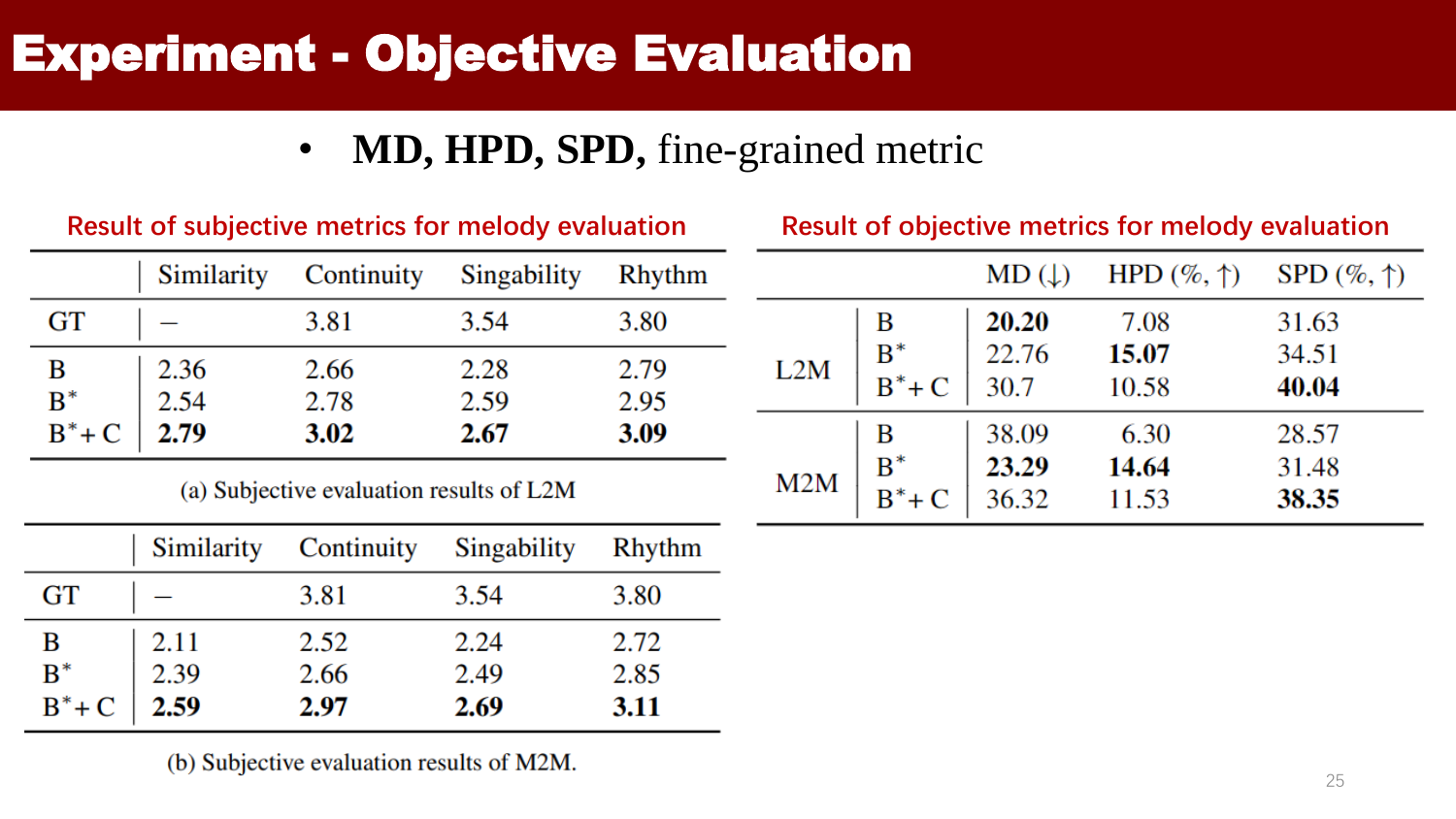# Experiment - Objective Evaluation

- **MD, HPD, SPD,** fine-grained metric

**Result of subjective metrics for melody evaluation**

| | Similarity | Continuity | Singability | Rhythm |
|---|---|---|---|---|
| GT | – | 3.81 | 3.54 | 3.80 |
| B | 2.36 | 2.66 | 2.28 | 2.79 |
| $B^*$ | 2.54 | 2.78 | 2.59 | 2.95 |
| $B^*$+ C | **2.79** | **3.02** | **2.67** | **3.09** |

(a) Subjective evaluation results of L2M

| | Similarity | Continuity | Singability | Rhythm |
|---|---|---|---|---|
| GT | – | 3.81 | 3.54 | 3.80 |
| B | 2.11 | 2.52 | 2.24 | 2.72 |
| $B^*$ | 2.39 | 2.66 | 2.49 | 2.85 |
| $B^*$+ C | **2.59** | **2.97** | **2.69** | **3.11** |

(b) Subjective evaluation results of M2M.

**Result of objective metrics for melody evaluation**

| | | MD (↓) | HPD (%, ↑) | SPD (%, ↑) |
|---|---|---|---|---|
| L2M | B | **20.20** | 7.08 | 31.63 |
| | $B^*$ | 22.76 | **15.07** | 34.51 |
| | $B^*$+ C | 30.7 | 10.58 | **40.04** |
| M2M | B | 38.09 | 6.30 | 28.57 |
| | $B^*$ | **23.29** | **14.64** | 31.48 |
| | $B^*$+ C | 36.32 | 11.53 | **38.35** |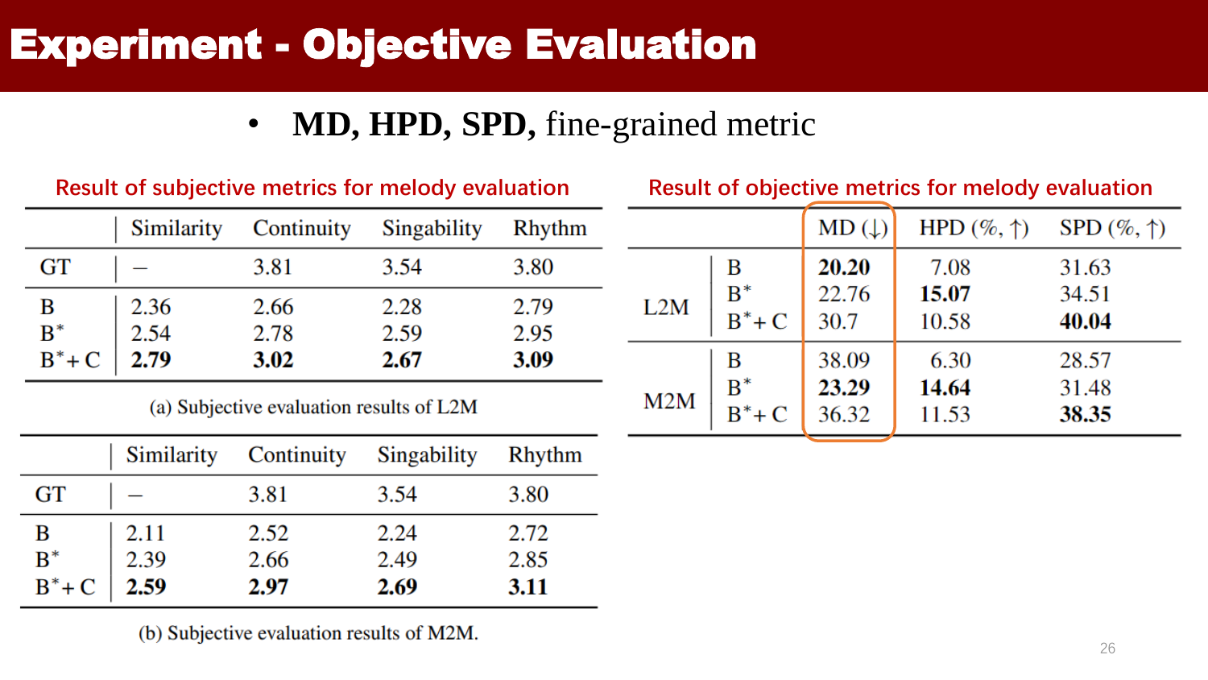# Experiment - Objective Evaluation

- **MD, HPD, SPD,** fine-grained metric

**Result of subjective metrics for melody evaluation**

| | Similarity | Continuity | Singability | Rhythm |
|---|---|---|---|---|
| GT | – | 3.81 | 3.54 | 3.80 |
| B | 2.36 | 2.66 | 2.28 | 2.79 |
| $B^*$ | 2.54 | 2.78 | 2.59 | 2.95 |
| $B^*$+ C | **2.79** | **3.02** | **2.67** | **3.09** |

(a) Subjective evaluation results of L2M

| | Similarity | Continuity | Singability | Rhythm |
|---|---|---|---|---|
| GT | – | 3.81 | 3.54 | 3.80 |
| B | 2.11 | 2.52 | 2.24 | 2.72 |
| $B^*$ | 2.39 | 2.66 | 2.49 | 2.85 |
| $B^*$+ C | **2.59** | **2.97** | **2.69** | **3.11** |

(b) Subjective evaluation results of M2M.

**Result of objective metrics for melody evaluation**

| | | MD (↓) | HPD (%, ↑) | SPD (%, ↑) |
|---|---|---|---|---|
| L2M | B | **20.20** | 7.08 | 31.63 |
| | $B^*$ | 22.76 | **15.07** | 34.51 |
| | $B^*$+ C | 30.7 | 10.58 | **40.04** |
| M2M | B | 38.09 | 6.30 | 28.57 |
| | $B^*$ | **23.29** | **14.64** | 31.48 |
| | $B^*$+ C | 36.32 | 11.53 | **38.35** |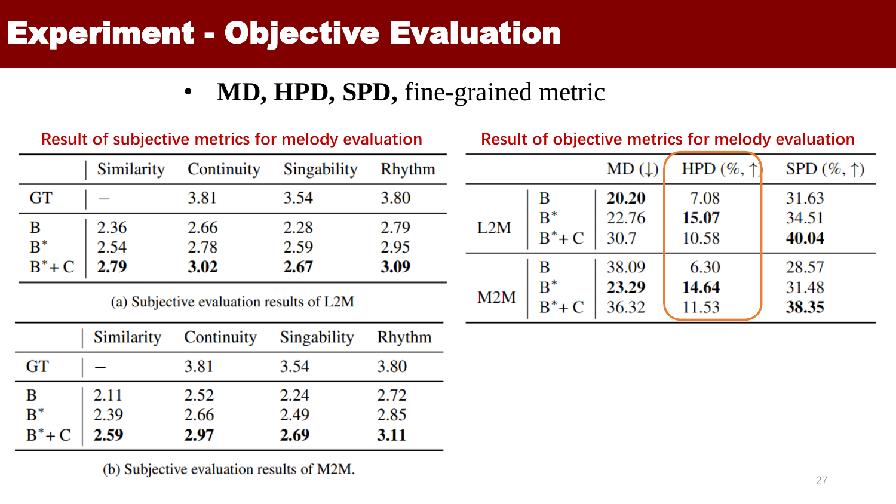# Experiment - Objective Evaluation

- **MD, HPD, SPD,** fine-grained metric

Result of subjective metrics for melody evaluation

| | Similarity | Continuity | Singability | Rhythm |
|---|---|---|---|---|
| GT | – | 3.81 | 3.54 | 3.80 |
| B | 2.36 | 2.66 | 2.28 | 2.79 |
| $B^*$ | 2.54 | 2.78 | 2.59 | 2.95 |
| $B^*$+ C | **2.79** | **3.02** | **2.67** | **3.09** |

(a) Subjective evaluation results of L2M

| | Similarity | Continuity | Singability | Rhythm |
|---|---|---|---|---|
| GT | – | 3.81 | 3.54 | 3.80 |
| B | 2.11 | 2.52 | 2.24 | 2.72 |
| $B^*$ | 2.39 | 2.66 | 2.49 | 2.85 |
| $B^*$+ C | **2.59** | **2.97** | **2.69** | **3.11** |

(b) Subjective evaluation results of M2M.

Result of objective metrics for melody evaluation

| | | MD (↓) | HPD (%, ↑) | SPD (%, ↑) |
|---|---|---|---|---|
| L2M | B | **20.20** | 7.08 | 31.63 |
| | $B^*$ | 22.76 | **15.07** | 34.51 |
| | $B^*$+ C | 30.7 | 10.58 | **40.04** |
| M2M | B | 38.09 | 6.30 | 28.57 |
| | $B^*$ | **23.29** | **14.64** | 31.48 |
| | $B^*$+ C | 36.32 | 11.53 | **38.35** |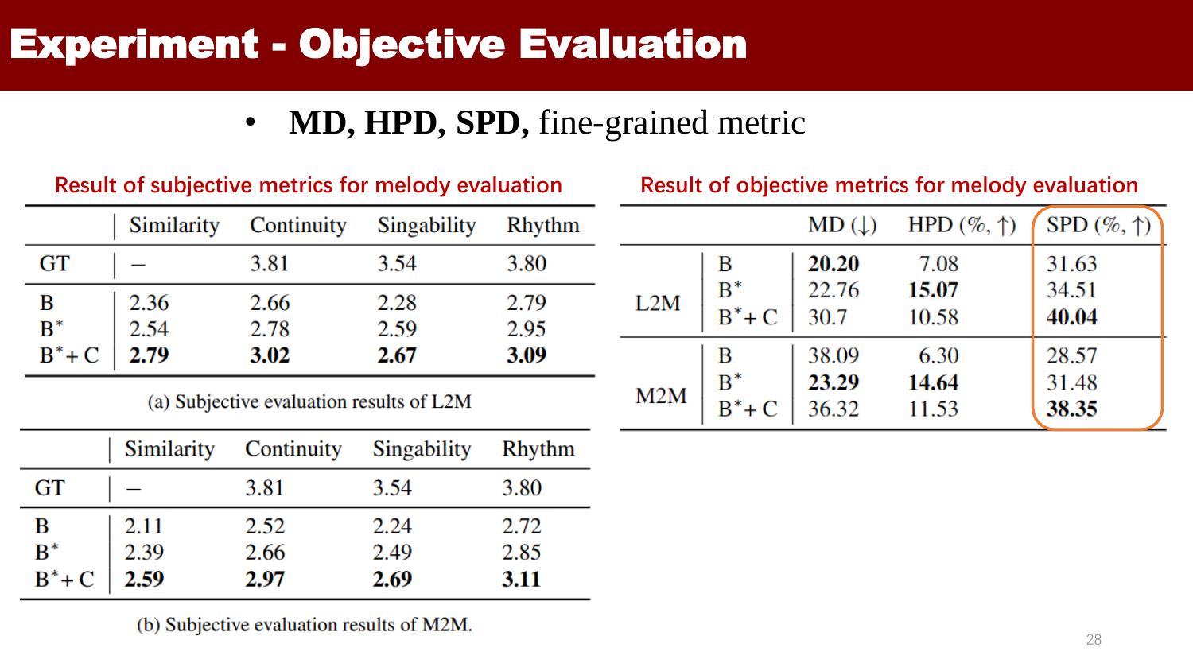# Experiment - Objective Evaluation

- **MD, HPD, SPD,** fine-grained metric

**Result of subjective metrics for melody evaluation**

| | Similarity | Continuity | Singability | Rhythm |
|---|---|---|---|---|
| GT | – | 3.81 | 3.54 | 3.80 |
| B | 2.36 | 2.66 | 2.28 | 2.79 |
| $B^*$ | 2.54 | 2.78 | 2.59 | 2.95 |
| $B^*$+ C | **2.79** | **3.02** | **2.67** | **3.09** |

(a) Subjective evaluation results of L2M

| | Similarity | Continuity | Singability | Rhythm |
|---|---|---|---|---|
| GT | – | 3.81 | 3.54 | 3.80 |
| B | 2.11 | 2.52 | 2.24 | 2.72 |
| $B^*$ | 2.39 | 2.66 | 2.49 | 2.85 |
| $B^*$+ C | **2.59** | **2.97** | **2.69** | **3.11** |

(b) Subjective evaluation results of M2M.

**Result of objective metrics for melody evaluation**

| | | MD (↓) | HPD (%, ↑) | SPD (%, ↑) |
|---|---|---|---|---|
| L2M | B | **20.20** | 7.08 | 31.63 |
| | $B^*$ | 22.76 | **15.07** | 34.51 |
| | $B^*$+ C | 30.7 | 10.58 | **40.04** |
| M2M | B | 38.09 | 6.30 | 28.57 |
| | $B^*$ | **23.29** | **14.64** | 31.48 |
| | $B^*$+ C | 36.32 | 11.53 | **38.35** |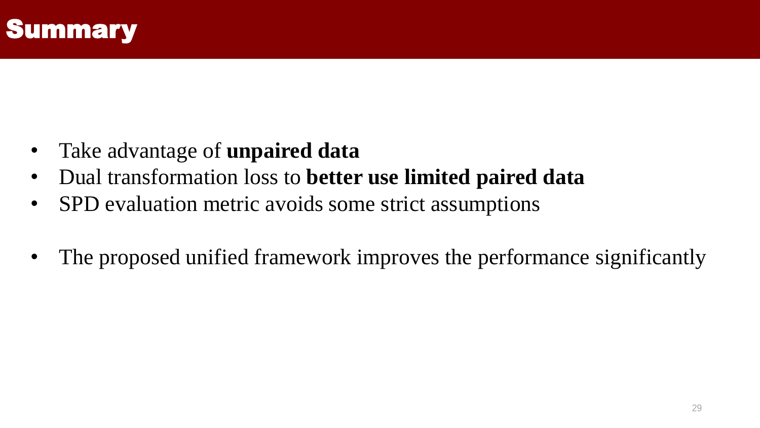# Summary

- Take advantage of **unpaired data**
- Dual transformation loss to **better use limited paired data**
- SPD evaluation metric avoids some strict assumptions

- The proposed unified framework improves the performance significantly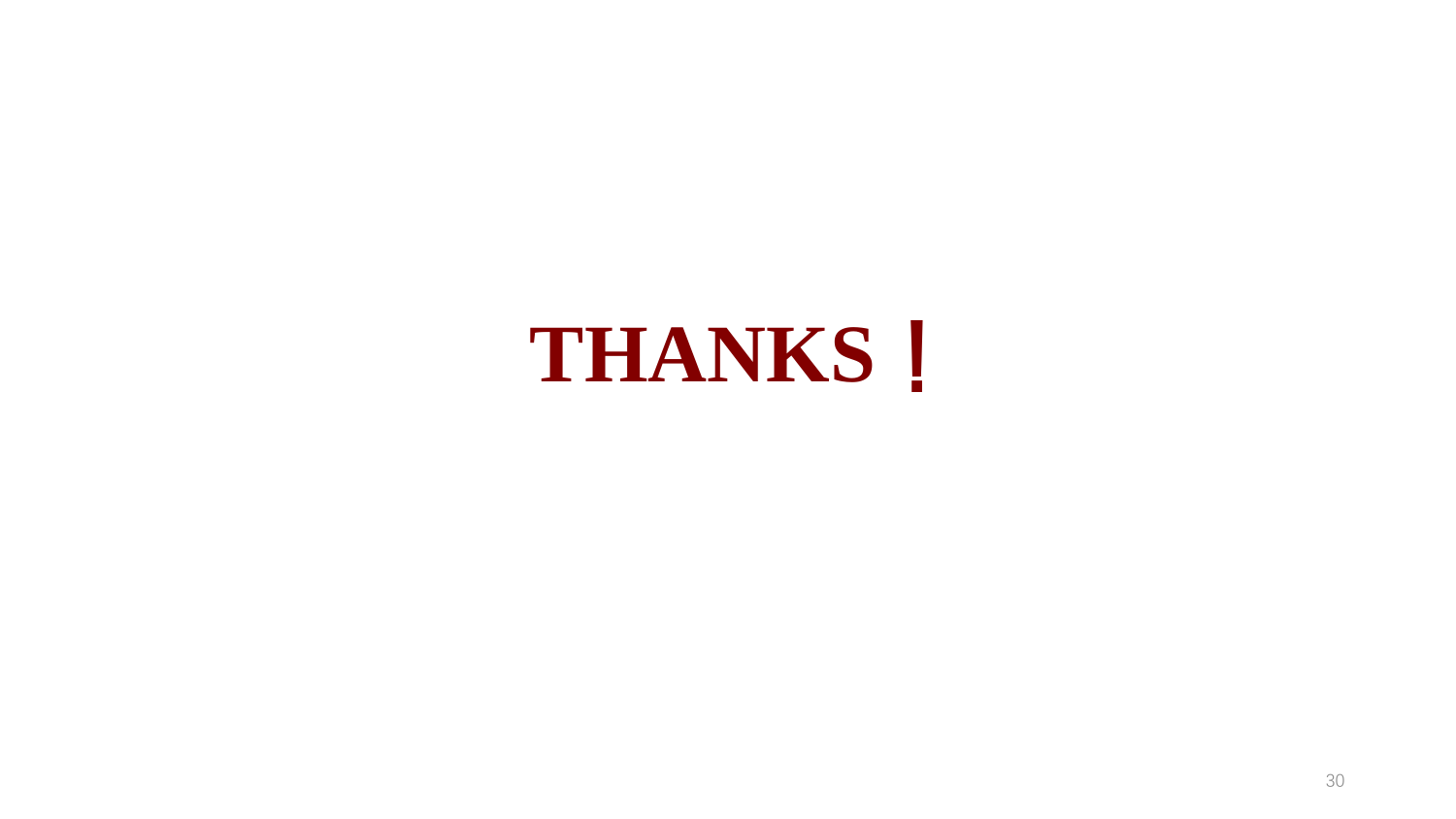# THANKS！